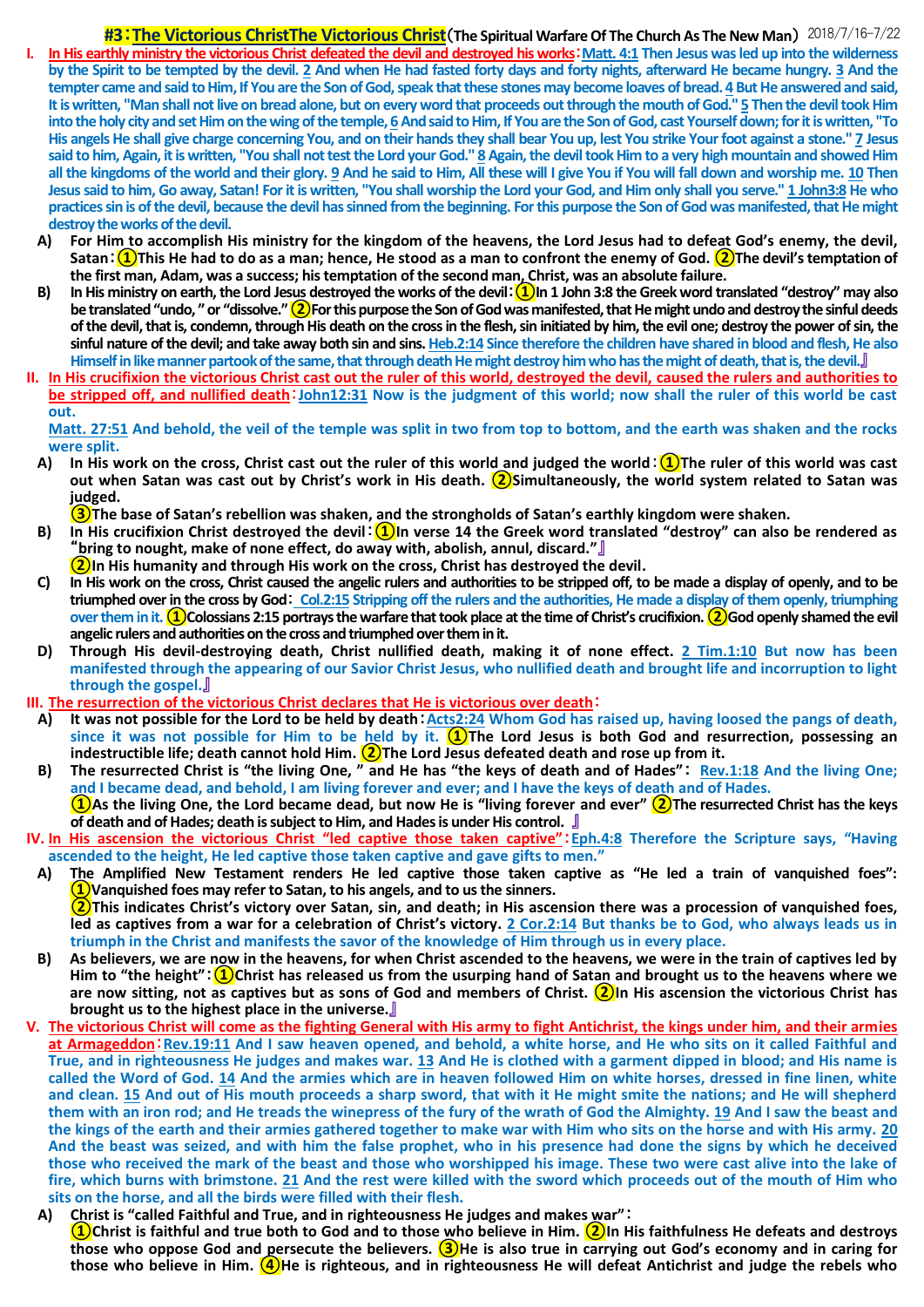# #3：The Victorious ChristThe Victorious Christ（The Spiritual Warfare Of The Church As The New Man） 2018/7/16-7/22

**I. In His earthly ministry the victorious Christ defeated the devil and destroyed his works**：Matt. 4:1 Then Jesus was led up into the wilderness by the Spirit to be tempted by the devil. 2 And when He had fasted forty days and forty nights, afterward He became hungry. 3 And the tempter came and said to Him, If You are the Son of God, speak that these stones may become loaves of bread. 4 But He answered and said, It is written, "Man shall not live on bread alone, but on every word that proceeds out through the mouth of God." 5 Then the devil took Him into the holy city and set Him on the wing of the temple, 6 And said to Him, If You are the Son of God, cast Yourself down; for it is written, "To His angels He shall give charge concerning You, and on their hands they shall bear You up, lest You strike Your foot against a stone." 7 Jesus said to him, Again, it is written, "You shall not test the Lord your God." 8 Again, the devil took Him to a very high mountain and showed Him all the kingdoms of the world and their glory. 9 And he said to Him, All these will I give You if You will fall down and worship me. 10 Then Jesus said to him, Go away, Satan! For it is written, "You shall worship the Lord your God, and Him only shall you serve." 1 John3:8 He who practices sin is of the devil, because the devil has sinned from the beginning. For this purpose the Son of God was manifested, that He might destroy the works of the devil.

- A) For Him to accomplish His ministry for the kingdom of the heavens, the Lord Jesus had to defeat God's enemy, the devil, Satan：①This He had to do as a man; hence, He stood as a man to confront the enemy of God. ②The devil's temptation of the first man, Adam, was a success; his temptation of the second man, Christ, was an absolute failure.
- B) In His ministry on earth, the Lord Jesus destroyed the works of the devil：①In 1 John 3:8 the Greek word translated "destroy" may also be translated "undo, " or "dissolve." ②For this purpose the Son of God was manifested, that He might undo and destroy the sinful deeds of the devil, that is, condemn, through His death on the cross in the flesh, sin initiated by him, the evil one; destroy the power of sin, the sinful nature of the devil; and take away both sin and sins. Heb.2:14 Since therefore the children have shared in blood and flesh, He also Himself in like manner partook of the same, that through death He might destroy him who has the might of death, that is, the devil.』

**II. In His crucifixion the victorious Christ cast out the ruler of this world, destroyed the devil, caused the rulers and authorities to be stripped off, and nullified death**：John12:31 Now is the judgment of this world; now shall the ruler of this world be cast out.

Matt. 27:51 And behold, the veil of the temple was split in two from top to bottom, and the earth was shaken and the rocks were split.

- A) In His work on the cross, Christ cast out the ruler of this world and judged the world：①The ruler of this world was cast out when Satan was cast out by Christ's work in His death. ②Simultaneously, the world system related to Satan was judged.
  ③The base of Satan's rebellion was shaken, and the strongholds of Satan's earthly kingdom were shaken.
- B) In His crucifixion Christ destroyed the devil：①In verse 14 the Greek word translated "destroy" can also be rendered as "bring to nought, make of none effect, do away with, abolish, annul, discard."』
  ②In His humanity and through His work on the cross, Christ has destroyed the devil.
- C) In His work on the cross, Christ caused the angelic rulers and authorities to be stripped off, to be made a display of openly, and to be triumphed over in the cross by God： Col.2:15 Stripping off the rulers and the authorities, He made a display of them openly, triumphing over them in it. ①Colossians 2:15 portrays the warfare that took place at the time of Christ's crucifixion. ②God openly shamed the evil angelic rulers and authorities on the cross and triumphed over them in it.
- D) Through His devil-destroying death, Christ nullified death, making it of none effect. 2 Tim.1:10 But now has been manifested through the appearing of our Savior Christ Jesus, who nullified death and brought life and incorruption to light through the gospel.』

**III. The resurrection of the victorious Christ declares that He is victorious over death**：

- A) It was not possible for the Lord to be held by death：Acts2:24 Whom God has raised up, having loosed the pangs of death, since it was not possible for Him to be held by it. ①The Lord Jesus is both God and resurrection, possessing an indestructible life; death cannot hold Him. ②The Lord Jesus defeated death and rose up from it.
- B) The resurrected Christ is "the living One, " and He has "the keys of death and of Hades"： Rev.1:18 And the living One; and I became dead, and behold, I am living forever and ever; and I have the keys of death and of Hades.
  ①As the living One, the Lord became dead, but now He is "living forever and ever" ②The resurrected Christ has the keys of death and of Hades; death is subject to Him, and Hades is under His control. 』

**IV. In His ascension the victorious Christ "led captive those taken captive"**：Eph.4:8 Therefore the Scripture says, "Having ascended to the height, He led captive those taken captive and gave gifts to men."

- A) The Amplified New Testament renders He led captive those taken captive as "He led a train of vanquished foes": ①Vanquished foes may refer to Satan, to his angels, and to us the sinners.
  ②This indicates Christ's victory over Satan, sin, and death; in His ascension there was a procession of vanquished foes, led as captives from a war for a celebration of Christ's victory. 2 Cor.2:14 But thanks be to God, who always leads us in triumph in the Christ and manifests the savor of the knowledge of Him through us in every place.
- B) As believers, we are now in the heavens, for when Christ ascended to the heavens, we were in the train of captives led by Him to "the height"：①Christ has released us from the usurping hand of Satan and brought us to the heavens where we are now sitting, not as captives but as sons of God and members of Christ. ②In His ascension the victorious Christ has brought us to the highest place in the universe.』

**V. The victorious Christ will come as the fighting General with His army to fight Antichrist, the kings under him, and their armies at Armageddon**：Rev.19:11 And I saw heaven opened, and behold, a white horse, and He who sits on it called Faithful and True, and in righteousness He judges and makes war. 13 And He is clothed with a garment dipped in blood; and His name is called the Word of God. 14 And the armies which are in heaven followed Him on white horses, dressed in fine linen, white and clean. 15 And out of His mouth proceeds a sharp sword, that with it He might smite the nations; and He will shepherd them with an iron rod; and He treads the winepress of the fury of the wrath of God the Almighty. 19 And I saw the beast and the kings of the earth and their armies gathered together to make war with Him who sits on the horse and with His army. 20 And the beast was seized, and with him the false prophet, who in his presence had done the signs by which he deceived those who received the mark of the beast and those who worshipped his image. These two were cast alive into the lake of fire, which burns with brimstone. 21 And the rest were killed with the sword which proceeds out of the mouth of Him who sits on the horse, and all the birds were filled with their flesh.

- A) Christ is "called Faithful and True, and in righteousness He judges and makes war"：
  ①Christ is faithful and true both to God and to those who believe in Him. ②In His faithfulness He defeats and destroys those who oppose God and persecute the believers. ③He is also true in carrying out God's economy and in caring for those who believe in Him. ④He is righteous, and in righteousness He will defeat Antichrist and judge the rebels who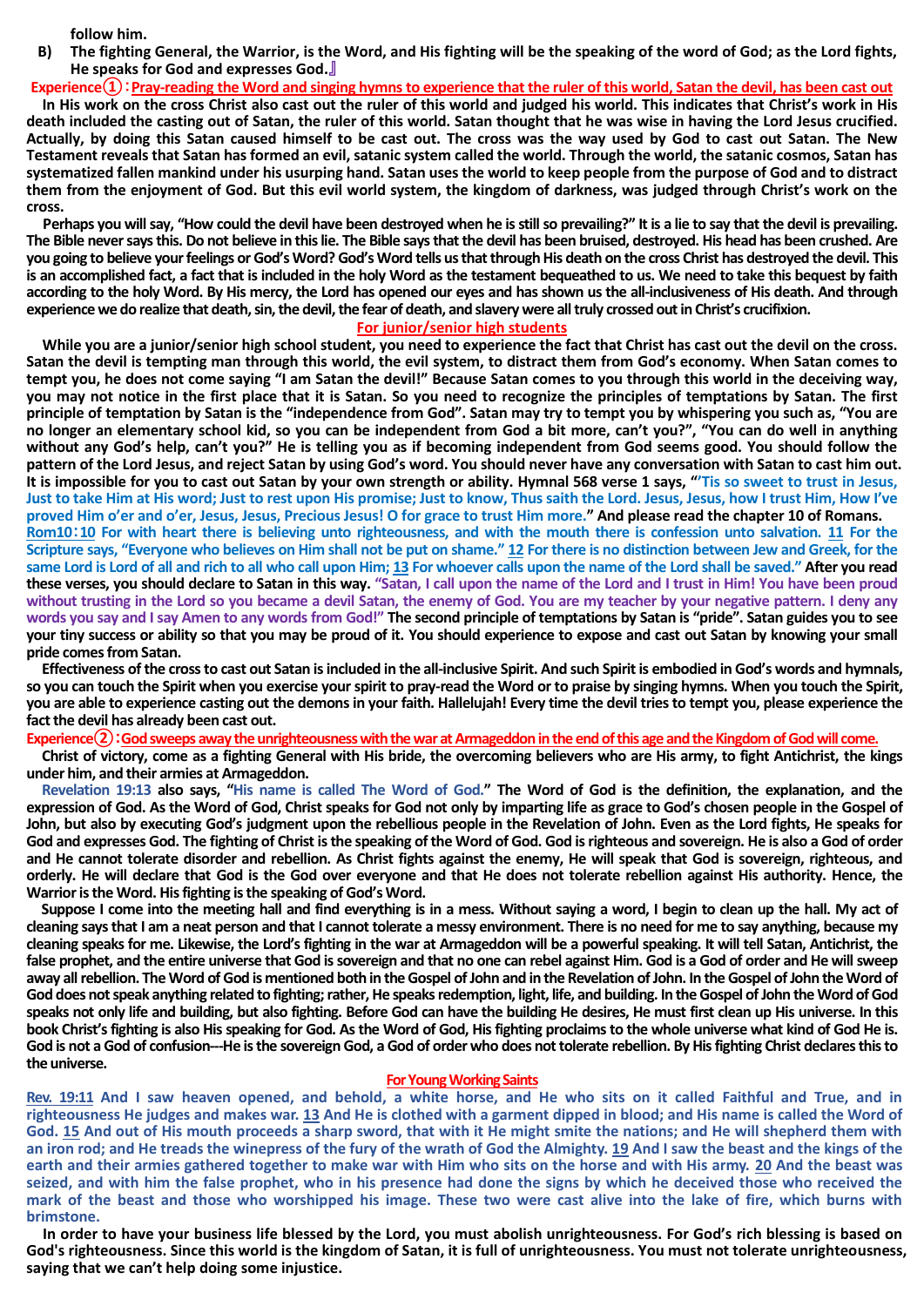follow him.

B) The fighting General, the Warrior, is the Word, and His fighting will be the speaking of the word of God; as the Lord fights, He speaks for God and expresses God.』

**Experience①：Pray-reading the Word and singing hymns to experience that the ruler of this world, Satan the devil, has been cast out**

In His work on the cross Christ also cast out the ruler of this world and judged his world. This indicates that Christ's work in His death included the casting out of Satan, the ruler of this world. Satan thought that he was wise in having the Lord Jesus crucified. Actually, by doing this Satan caused himself to be cast out. The cross was the way used by God to cast out Satan. The New Testament reveals that Satan has formed an evil, satanic system called the world. Through the world, the satanic cosmos, Satan has systematized fallen mankind under his usurping hand. Satan uses the world to keep people from the purpose of God and to distract them from the enjoyment of God. But this evil world system, the kingdom of darkness, was judged through Christ's work on the cross.

Perhaps you will say, "How could the devil have been destroyed when he is still so prevailing?" It is a lie to say that the devil is prevailing. The Bible never says this. Do not believe in this lie. The Bible says that the devil has been bruised, destroyed. His head has been crushed. Are you going to believe your feelings or God's Word? God's Word tells us that through His death on the cross Christ has destroyed the devil. This is an accomplished fact, a fact that is included in the holy Word as the testament bequeathed to us. We need to take this bequest by faith according to the holy Word. By His mercy, the Lord has opened our eyes and has shown us the all-inclusiveness of His death. And through experience we do realize that death, sin, the devil, the fear of death, and slavery were all truly crossed out in Christ's crucifixion.

**For junior/senior high students**

While you are a junior/senior high school student, you need to experience the fact that Christ has cast out the devil on the cross. Satan the devil is tempting man through this world, the evil system, to distract them from God's economy. When Satan comes to tempt you, he does not come saying "I am Satan the devil!" Because Satan comes to you through this world in the deceiving way, you may not notice in the first place that it is Satan. So you need to recognize the principles of temptations by Satan. The first principle of temptation by Satan is the "independence from God". Satan may try to tempt you by whispering you such as, "You are no longer an elementary school kid, so you can be independent from God a bit more, can't you?", "You can do well in anything without any God's help, can't you?" He is telling you as if becoming independent from God seems good. You should follow the pattern of the Lord Jesus, and reject Satan by using God's word. You should never have any conversation with Satan to cast him out. It is impossible for you to cast out Satan by your own strength or ability. Hymnal 568 verse 1 says, "'Tis so sweet to trust in Jesus, Just to take Him at His word; Just to rest upon His promise; Just to know, Thus saith the Lord. Jesus, Jesus, how I trust Him, How I've proved Him o'er and o'er, Jesus, Jesus, Precious Jesus! O for grace to trust Him more." And please read the chapter 10 of Romans. Rom10：10 For with heart there is believing unto righteousness, and with the mouth there is confession unto salvation. 11 For the Scripture says, "Everyone who believes on Him shall not be put on shame." 12 For there is no distinction between Jew and Greek, for the same Lord is Lord of all and rich to all who call upon Him; 13 For whoever calls upon the name of the Lord shall be saved." After you read these verses, you should declare to Satan in this way. "Satan, I call upon the name of the Lord and I trust in Him! You have been proud without trusting in the Lord so you became a devil Satan, the enemy of God. You are my teacher by your negative pattern. I deny any words you say and I say Amen to any words from God!" The second principle of temptations by Satan is "pride". Satan guides you to see your tiny success or ability so that you may be proud of it. You should experience to expose and cast out Satan by knowing your small pride comes from Satan.

Effectiveness of the cross to cast out Satan is included in the all-inclusive Spirit. And such Spirit is embodied in God's words and hymnals, so you can touch the Spirit when you exercise your spirit to pray-read the Word or to praise by singing hymns. When you touch the Spirit, you are able to experience casting out the demons in your faith. Hallelujah! Every time the devil tries to tempt you, please experience the fact the devil has already been cast out.

**Experience②：God sweeps away the unrighteousness with the war at Armageddon in the end of this age and the Kingdom of God will come.**

Christ of victory, come as a fighting General with His bride, the overcoming believers who are His army, to fight Antichrist, the kings under him, and their armies at Armageddon.

Revelation 19:13 also says, "His name is called The Word of God." The Word of God is the definition, the explanation, and the expression of God. As the Word of God, Christ speaks for God not only by imparting life as grace to God's chosen people in the Gospel of John, but also by executing God's judgment upon the rebellious people in the Revelation of John. Even as the Lord fights, He speaks for God and expresses God. The fighting of Christ is the speaking of the Word of God. God is righteous and sovereign. He is also a God of order and He cannot tolerate disorder and rebellion. As Christ fights against the enemy, He will speak that God is sovereign, righteous, and orderly. He will declare that God is the God over everyone and that He does not tolerate rebellion against His authority. Hence, the Warrior is the Word. His fighting is the speaking of God's Word.

Suppose I come into the meeting hall and find everything is in a mess. Without saying a word, I begin to clean up the hall. My act of cleaning says that I am a neat person and that I cannot tolerate a messy environment. There is no need for me to say anything, because my cleaning speaks for me. Likewise, the Lord's fighting in the war at Armageddon will be a powerful speaking. It will tell Satan, Antichrist, the false prophet, and the entire universe that God is sovereign and that no one can rebel against Him. God is a God of order and He will sweep away all rebellion. The Word of God is mentioned both in the Gospel of John and in the Revelation of John. In the Gospel of John the Word of God does not speak anything related to fighting; rather, He speaks redemption, light, life, and building. In the Gospel of John the Word of God speaks not only life and building, but also fighting. Before God can have the building He desires, He must first clean up His universe. In this book Christ's fighting is also His speaking for God. As the Word of God, His fighting proclaims to the whole universe what kind of God He is. God is not a God of confusion---He is the sovereign God, a God of order who does not tolerate rebellion. By His fighting Christ declares this to the universe.

**For Young Working Saints**

Rev. 19:11 And I saw heaven opened, and behold, a white horse, and He who sits on it called Faithful and True, and in righteousness He judges and makes war. 13 And He is clothed with a garment dipped in blood; and His name is called the Word of God. 15 And out of His mouth proceeds a sharp sword, that with it He might smite the nations; and He will shepherd them with an iron rod; and He treads the winepress of the fury of the wrath of God the Almighty. 19 And I saw the beast and the kings of the earth and their armies gathered together to make war with Him who sits on the horse and with His army. 20 And the beast was seized, and with him the false prophet, who in his presence had done the signs by which he deceived those who received the mark of the beast and those who worshipped his image. These two were cast alive into the lake of fire, which burns with brimstone.

In order to have your business life blessed by the Lord, you must abolish unrighteousness. For God's rich blessing is based on God's righteousness. Since this world is the kingdom of Satan, it is full of unrighteousness. You must not tolerate unrighteousness, saying that we can't help doing some injustice.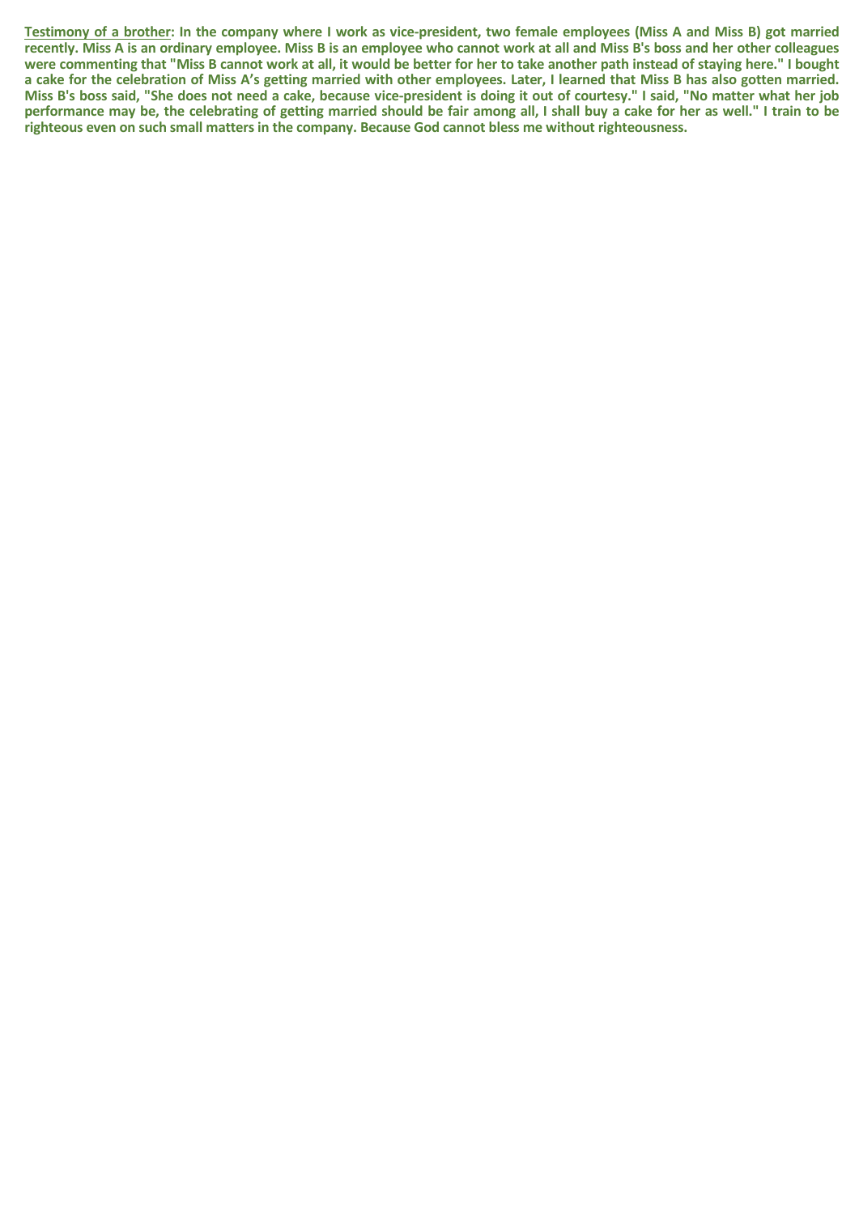**<u>Testimony of a brother</u>: In the company where I work as vice-president, two female employees (Miss A and Miss B) got married recently. Miss A is an ordinary employee. Miss B is an employee who cannot work at all and Miss B's boss and her other colleagues were commenting that "Miss B cannot work at all, it would be better for her to take another path instead of staying here." I bought a cake for the celebration of Miss A's getting married with other employees. Later, I learned that Miss B has also gotten married. Miss B's boss said, "She does not need a cake, because vice-president is doing it out of courtesy." I said, "No matter what her job performance may be, the celebrating of getting married should be fair among all, I shall buy a cake for her as well." I train to be righteous even on such small matters in the company. Because God cannot bless me without righteousness.**